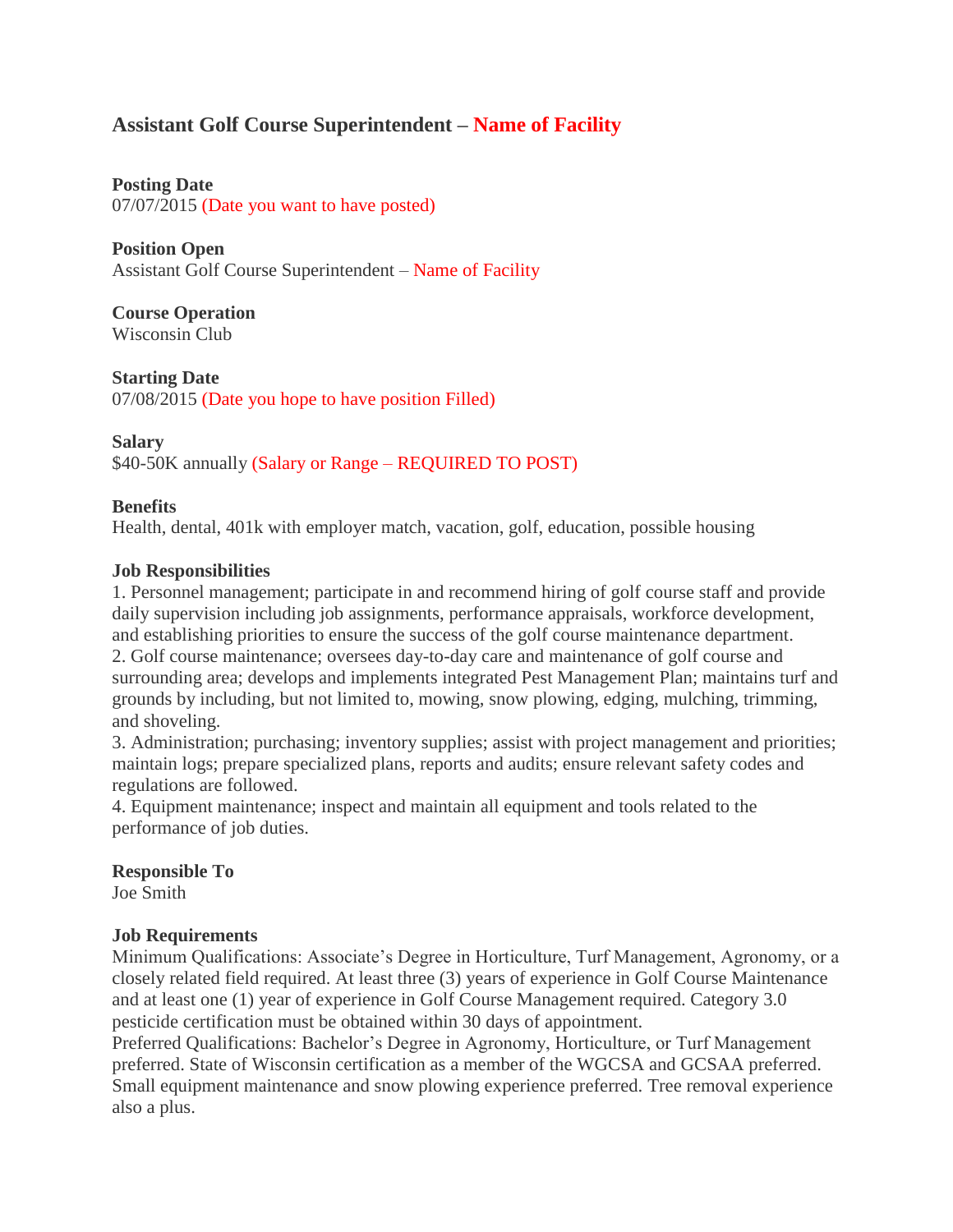# Assistant Golf Course Superintendent – Name of Facility

**Posting Date**
07/07/2015 (Date you want to have posted)

**Position Open**
Assistant Golf Course Superintendent – Name of Facility

**Course Operation**
Wisconsin Club

**Starting Date**
07/08/2015 (Date you hope to have position Filled)

**Salary**
$40-50K annually (Salary or Range – REQUIRED TO POST)

**Benefits**
Health, dental, 401k with employer match, vacation, golf, education, possible housing

**Job Responsibilities**
1. Personnel management; participate in and recommend hiring of golf course staff and provide daily supervision including job assignments, performance appraisals, workforce development, and establishing priorities to ensure the success of the golf course maintenance department.
2. Golf course maintenance; oversees day-to-day care and maintenance of golf course and surrounding area; develops and implements integrated Pest Management Plan; maintains turf and grounds by including, but not limited to, mowing, snow plowing, edging, mulching, trimming, and shoveling.
3. Administration; purchasing; inventory supplies; assist with project management and priorities; maintain logs; prepare specialized plans, reports and audits; ensure relevant safety codes and regulations are followed.
4. Equipment maintenance; inspect and maintain all equipment and tools related to the performance of job duties.

**Responsible To**
Joe Smith

**Job Requirements**
Minimum Qualifications: Associate's Degree in Horticulture, Turf Management, Agronomy, or a closely related field required. At least three (3) years of experience in Golf Course Maintenance and at least one (1) year of experience in Golf Course Management required. Category 3.0 pesticide certification must be obtained within 30 days of appointment.
Preferred Qualifications: Bachelor's Degree in Agronomy, Horticulture, or Turf Management preferred. State of Wisconsin certification as a member of the WGCSA and GCSAA preferred. Small equipment maintenance and snow plowing experience preferred. Tree removal experience also a plus.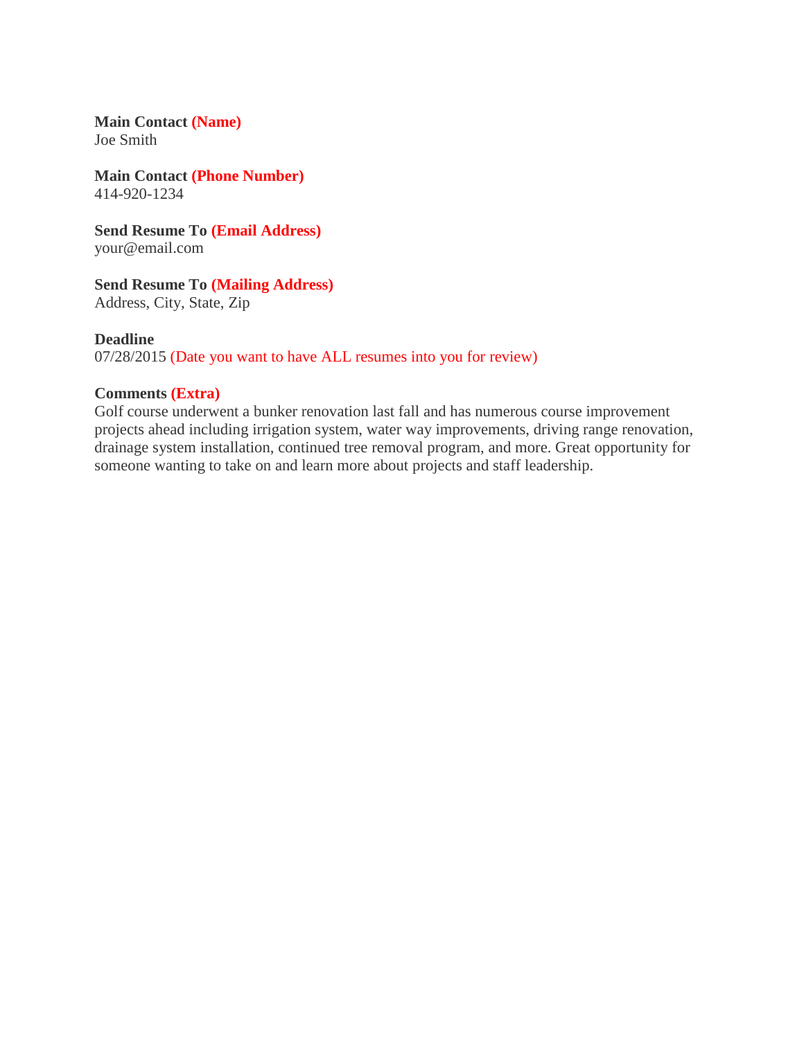**Main Contact (Name)**
Joe Smith

**Main Contact (Phone Number)**
414-920-1234

**Send Resume To (Email Address)**
your@email.com

**Send Resume To (Mailing Address)**
Address, City, State, Zip

**Deadline**
07/28/2015 (Date you want to have ALL resumes into you for review)

**Comments (Extra)**
Golf course underwent a bunker renovation last fall and has numerous course improvement projects ahead including irrigation system, water way improvements, driving range renovation, drainage system installation, continued tree removal program, and more. Great opportunity for someone wanting to take on and learn more about projects and staff leadership.